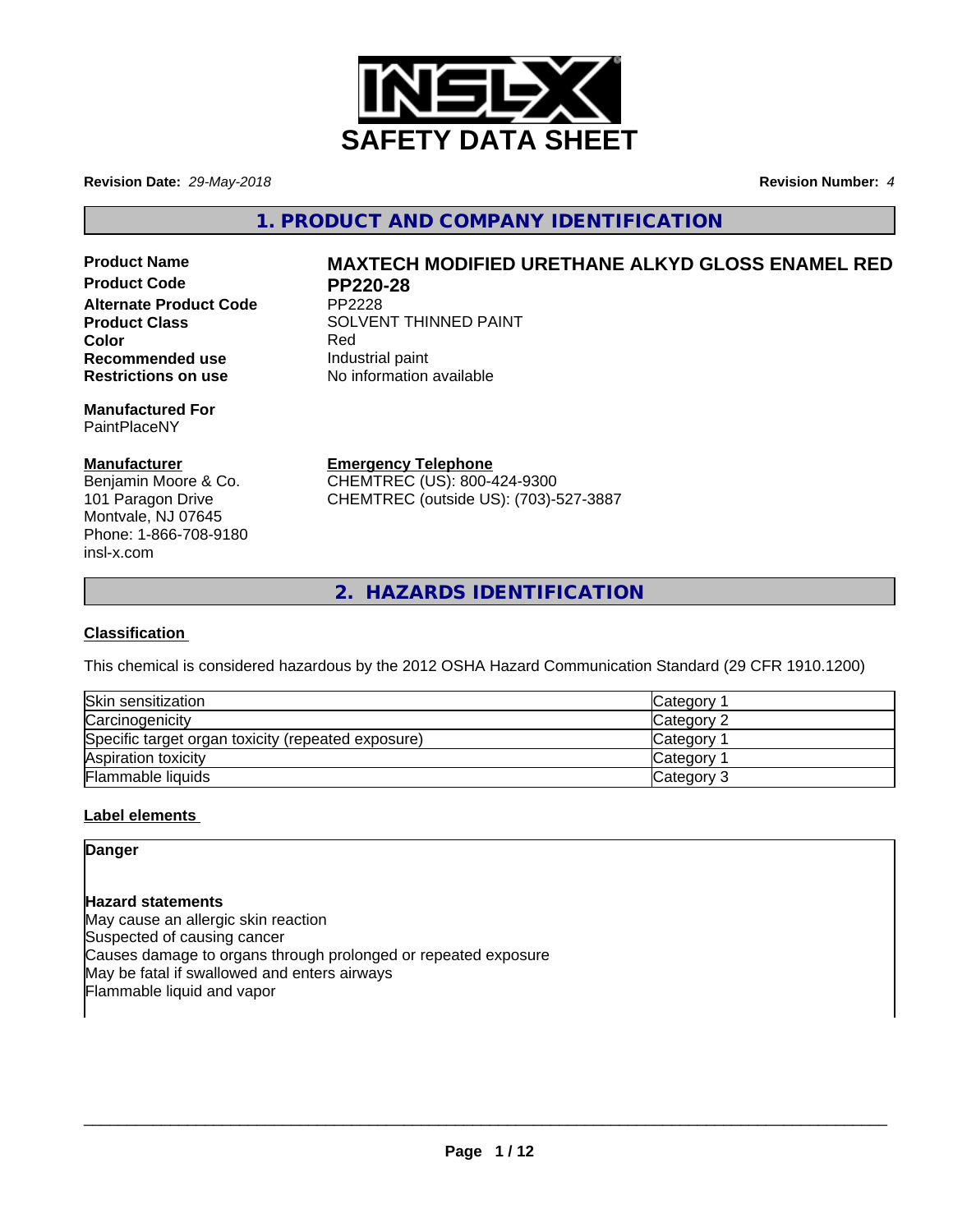# SAFETY DATA SHEET

**Revision Date:** *29-May-2018* **Revision Number:** *4*

## 1. PRODUCT AND COMPANY IDENTIFICATION

**Product Name** **MAXTECH MODIFIED URETHANE ALKYD GLOSS ENAMEL RED**
**Product Code** **PP220-28**
**Alternate Product Code** PP2228
**Product Class** SOLVENT THINNED PAINT
**Color** Red
**Recommended use** Industrial paint
**Restrictions on use** No information available

**Manufactured For**
PaintPlaceNY

**Manufacturer**
Benjamin Moore & Co.
101 Paragon Drive
Montvale, NJ 07645
Phone: 1-866-708-9180
insl-x.com

**Emergency Telephone**
CHEMTREC (US): 800-424-9300
CHEMTREC (outside US): (703)-527-3887

## 2. HAZARDS IDENTIFICATION

**Classification**

This chemical is considered hazardous by the 2012 OSHA Hazard Communication Standard (29 CFR 1910.1200)

| | |
|---|---|
| Skin sensitization | Category 1 |
| Carcinogenicity | Category 2 |
| Specific target organ toxicity (repeated exposure) | Category 1 |
| Aspiration toxicity | Category 1 |
| Flammable liquids | Category 3 |

**Label elements**

**Danger**

**Hazard statements**
May cause an allergic skin reaction
Suspected of causing cancer
Causes damage to organs through prolonged or repeated exposure
May be fatal if swallowed and enters airways
Flammable liquid and vapor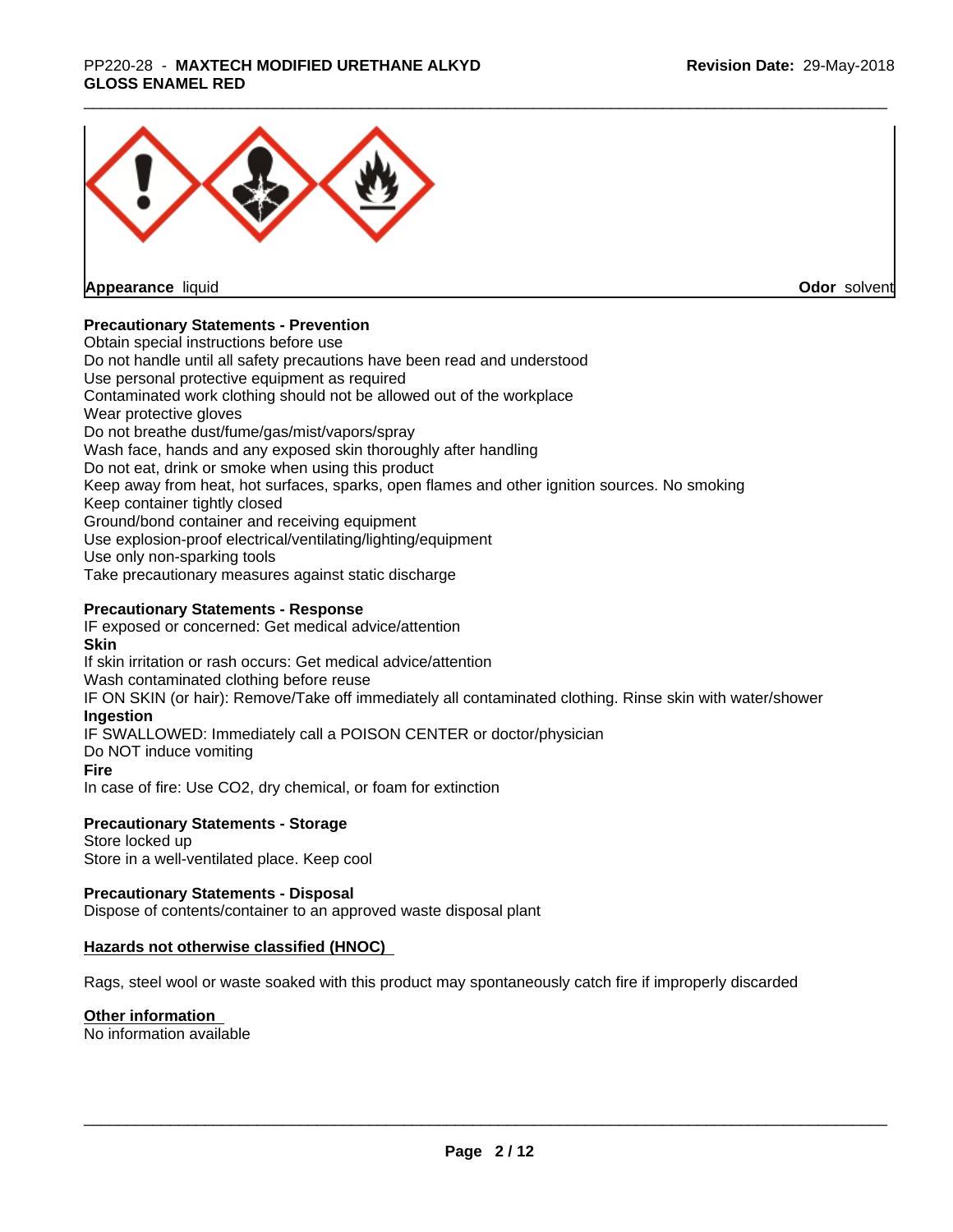**Appearance** liquid **Odor** solvent

**Precautionary Statements - Prevention**

Obtain special instructions before use
Do not handle until all safety precautions have been read and understood
Use personal protective equipment as required
Contaminated work clothing should not be allowed out of the workplace
Wear protective gloves
Do not breathe dust/fume/gas/mist/vapors/spray
Wash face, hands and any exposed skin thoroughly after handling
Do not eat, drink or smoke when using this product
Keep away from heat, hot surfaces, sparks, open flames and other ignition sources. No smoking
Keep container tightly closed
Ground/bond container and receiving equipment
Use explosion-proof electrical/ventilating/lighting/equipment
Use only non-sparking tools
Take precautionary measures against static discharge

**Precautionary Statements - Response**

IF exposed or concerned: Get medical advice/attention

**Skin**

If skin irritation or rash occurs: Get medical advice/attention
Wash contaminated clothing before reuse
IF ON SKIN (or hair): Remove/Take off immediately all contaminated clothing. Rinse skin with water/shower

**Ingestion**

IF SWALLOWED: Immediately call a POISON CENTER or doctor/physician
Do NOT induce vomiting

**Fire**

In case of fire: Use $CO_2$, dry chemical, or foam for extinction

**Precautionary Statements - Storage**

Store locked up
Store in a well-ventilated place. Keep cool

**Precautionary Statements - Disposal**

Dispose of contents/container to an approved waste disposal plant

**Hazards not otherwise classified (HNOC)**

Rags, steel wool or waste soaked with this product may spontaneously catch fire if improperly discarded

**Other information**

No information available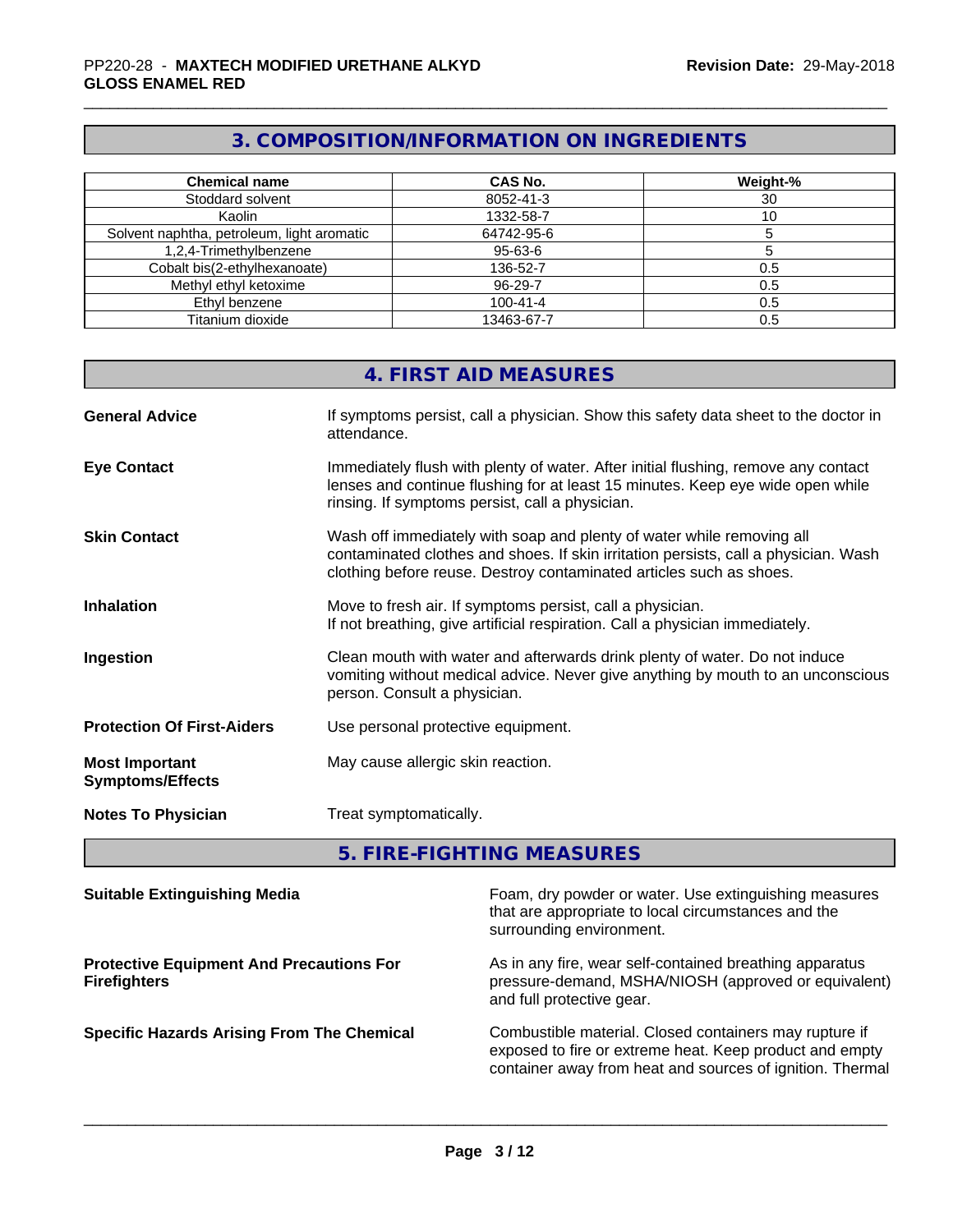## 3. COMPOSITION/INFORMATION ON INGREDIENTS

| Chemical name | CAS No. | Weight-% |
|---|---|---|
| Stoddard solvent | 8052-41-3 | 30 |
| Kaolin | 1332-58-7 | 10 |
| Solvent naphtha, petroleum, light aromatic | 64742-95-6 | 5 |
| 1,2,4-Trimethylbenzene | 95-63-6 | 5 |
| Cobalt bis(2-ethylhexanoate) | 136-52-7 | 0.5 |
| Methyl ethyl ketoxime | 96-29-7 | 0.5 |
| Ethyl benzene | 100-41-4 | 0.5 |
| Titanium dioxide | 13463-67-7 | 0.5 |

## 4. FIRST AID MEASURES

**General Advice**
If symptoms persist, call a physician. Show this safety data sheet to the doctor in attendance.

**Eye Contact**
Immediately flush with plenty of water. After initial flushing, remove any contact lenses and continue flushing for at least 15 minutes. Keep eye wide open while rinsing. If symptoms persist, call a physician.

**Skin Contact**
Wash off immediately with soap and plenty of water while removing all contaminated clothes and shoes. If skin irritation persists, call a physician. Wash clothing before reuse. Destroy contaminated articles such as shoes.

**Inhalation**
Move to fresh air. If symptoms persist, call a physician.
If not breathing, give artificial respiration. Call a physician immediately.

**Ingestion**
Clean mouth with water and afterwards drink plenty of water. Do not induce vomiting without medical advice. Never give anything by mouth to an unconscious person. Consult a physician.

**Protection Of First-Aiders**
Use personal protective equipment.

**Most Important Symptoms/Effects**
May cause allergic skin reaction.

**Notes To Physician**
Treat symptomatically.

## 5. FIRE-FIGHTING MEASURES

**Suitable Extinguishing Media**
Foam, dry powder or water. Use extinguishing measures that are appropriate to local circumstances and the surrounding environment.

**Protective Equipment And Precautions For Firefighters**
As in any fire, wear self-contained breathing apparatus pressure-demand, MSHA/NIOSH (approved or equivalent) and full protective gear.

**Specific Hazards Arising From The Chemical**
Combustible material. Closed containers may rupture if exposed to fire or extreme heat. Keep product and empty container away from heat and sources of ignition. Thermal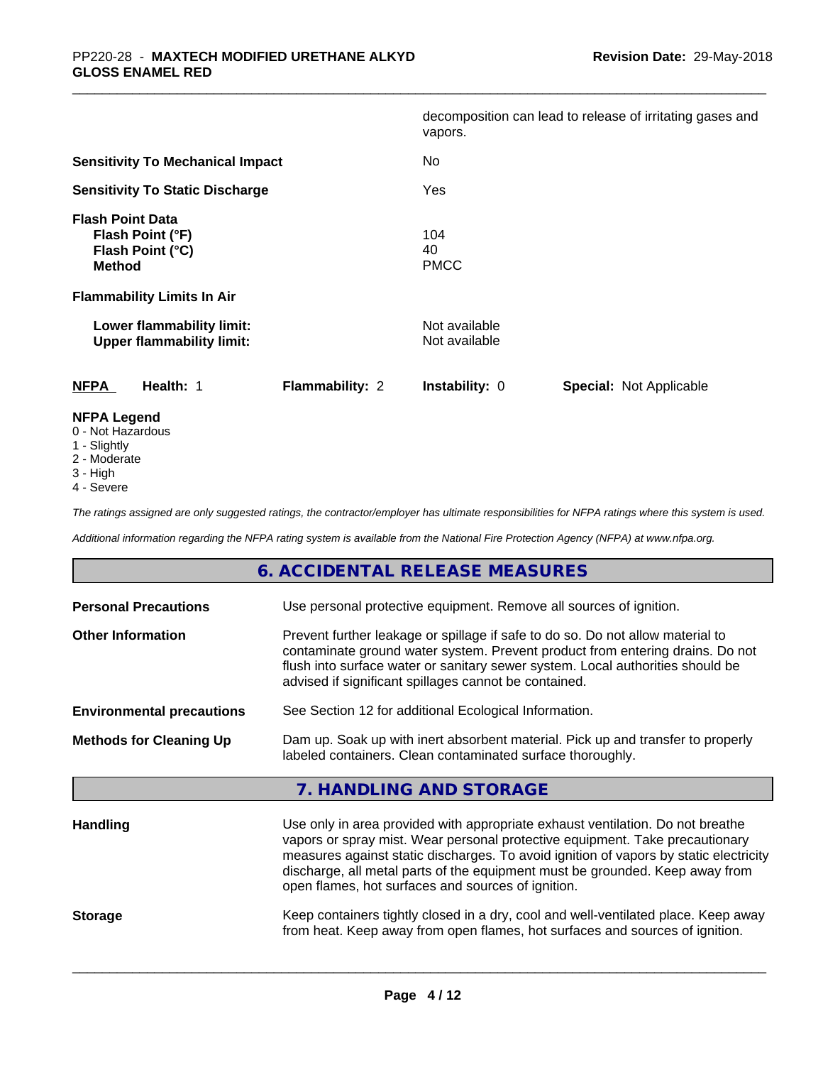| | |
|---|---|
| | decomposition can lead to release of irritating gases and vapors. |
| **Sensitivity To Mechanical Impact** | No |
| **Sensitivity To Static Discharge** | Yes |
| **Flash Point Data** | |
| **Flash Point (°F)** | 104 |
| **Flash Point (°C)** | 40 |
| **Method** | PMCC |
| **Flammability Limits In Air** | |
| **Lower flammability limit:** | Not available |
| **Upper flammability limit:** | Not available |

| **NFPA** | **Health:** 1 | **Flammability:** 2 | **Instability:** 0 | **Special:** Not Applicable |
|---|---|---|---|---|

**NFPA Legend**
0 - Not Hazardous
1 - Slightly
2 - Moderate
3 - High
4 - Severe

*The ratings assigned are only suggested ratings, the contractor/employer has ultimate responsibilities for NFPA ratings where this system is used.*

*Additional information regarding the NFPA rating system is available from the National Fire Protection Agency (NFPA) at www.nfpa.org.*

## 6. ACCIDENTAL RELEASE MEASURES

| | |
|---|---|
| **Personal Precautions** | Use personal protective equipment. Remove all sources of ignition. |
| **Other Information** | Prevent further leakage or spillage if safe to do so. Do not allow material to contaminate ground water system. Prevent product from entering drains. Do not flush into surface water or sanitary sewer system. Local authorities should be advised if significant spillages cannot be contained. |
| **Environmental precautions** | See Section 12 for additional Ecological Information. |
| **Methods for Cleaning Up** | Dam up. Soak up with inert absorbent material. Pick up and transfer to properly labeled containers. Clean contaminated surface thoroughly. |

## 7. HANDLING AND STORAGE

| | |
|---|---|
| **Handling** | Use only in area provided with appropriate exhaust ventilation. Do not breathe vapors or spray mist. Wear personal protective equipment. Take precautionary measures against static discharges. To avoid ignition of vapors by static electricity discharge, all metal parts of the equipment must be grounded. Keep away from open flames, hot surfaces and sources of ignition. |
| **Storage** | Keep containers tightly closed in a dry, cool and well-ventilated place. Keep away from heat. Keep away from open flames, hot surfaces and sources of ignition. |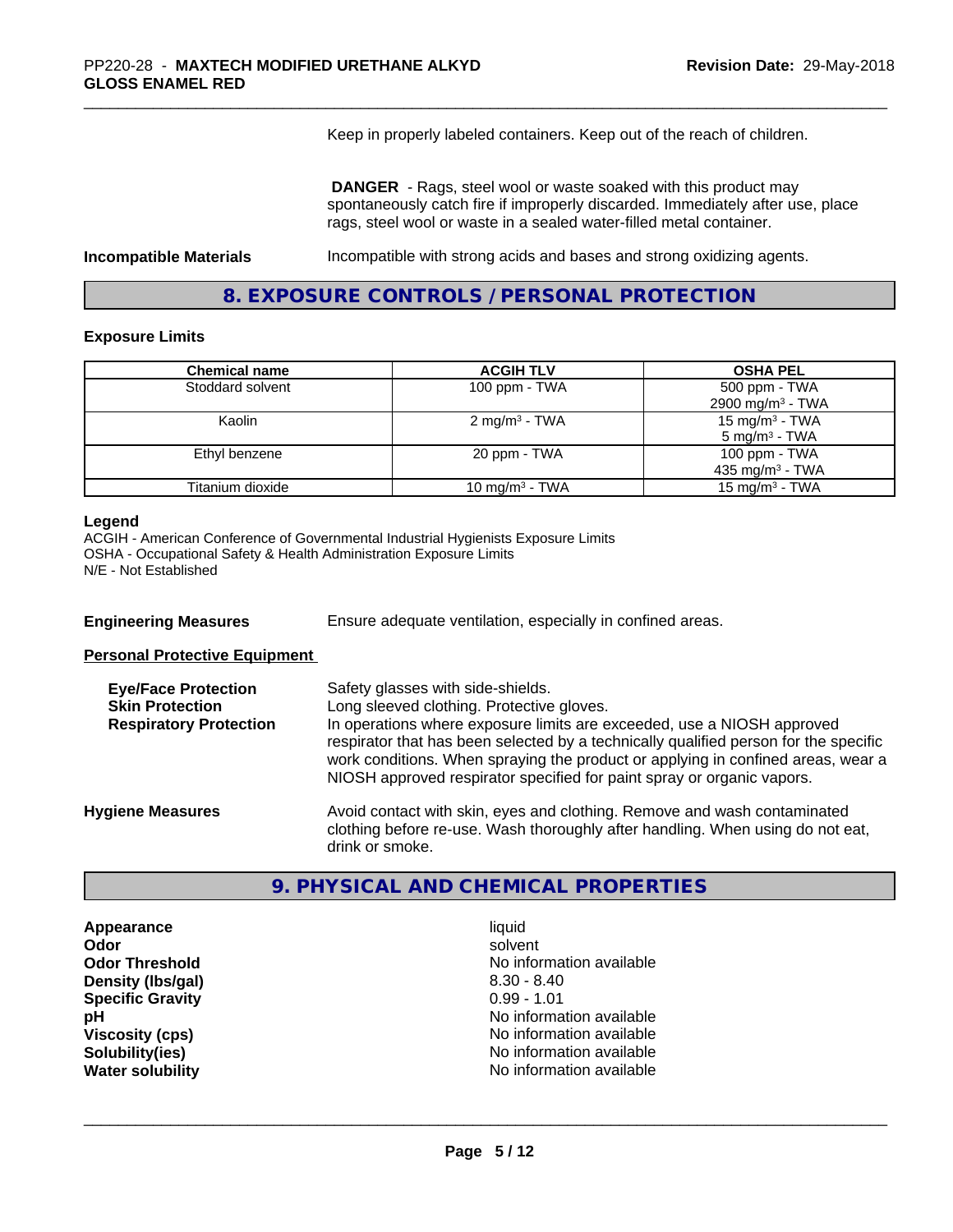Keep in properly labeled containers. Keep out of the reach of children.

**DANGER** - Rags, steel wool or waste soaked with this product may spontaneously catch fire if improperly discarded. Immediately after use, place rags, steel wool or waste in a sealed water-filled metal container.

**Incompatible Materials** Incompatible with strong acids and bases and strong oxidizing agents.

## 8. EXPOSURE CONTROLS / PERSONAL PROTECTION

### Exposure Limits

| Chemical name | ACGIH TLV | OSHA PEL |
|---|---|---|
| Stoddard solvent | 100 ppm - TWA | 500 ppm - TWA<br>2900 mg/m³ - TWA |
| Kaolin | 2 mg/m³ - TWA | 15 mg/m³ - TWA<br>5 mg/m³ - TWA |
| Ethyl benzene | 20 ppm - TWA | 100 ppm - TWA<br>435 mg/m³ - TWA |
| Titanium dioxide | 10 mg/m³ - TWA | 15 mg/m³ - TWA |

**Legend**
ACGIH - American Conference of Governmental Industrial Hygienists Exposure Limits
OSHA - Occupational Safety & Health Administration Exposure Limits
N/E - Not Established

**Engineering Measures** Ensure adequate ventilation, especially in confined areas.

**Personal Protective Equipment**

**Eye/Face Protection** Safety glasses with side-shields.

**Skin Protection** Long sleeved clothing. Protective gloves.

**Respiratory Protection** In operations where exposure limits are exceeded, use a NIOSH approved respirator that has been selected by a technically qualified person for the specific work conditions. When spraying the product or applying in confined areas, wear a NIOSH approved respirator specified for paint spray or organic vapors.

**Hygiene Measures** Avoid contact with skin, eyes and clothing. Remove and wash contaminated clothing before re-use. Wash thoroughly after handling. When using do not eat, drink or smoke.

## 9. PHYSICAL AND CHEMICAL PROPERTIES

**Appearance** liquid
**Odor** solvent
**Odor Threshold** No information available
**Density (lbs/gal)** 8.30 - 8.40
**Specific Gravity** 0.99 - 1.01
**pH** No information available
**Viscosity (cps)** No information available
**Solubility(ies)** No information available
**Water solubility** No information available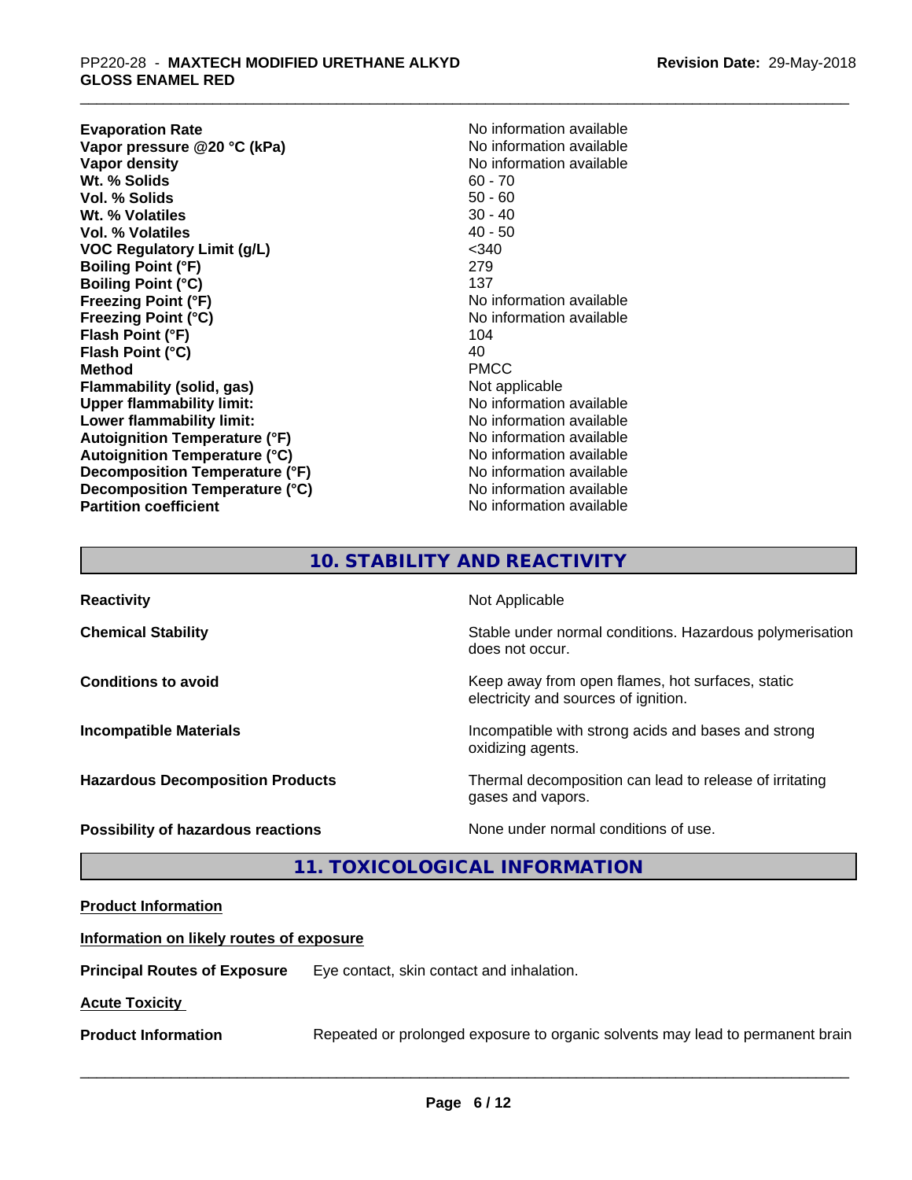| | |
|---|---|
| **Evaporation Rate** | No information available |
| **Vapor pressure @20 °C (kPa)** | No information available |
| **Vapor density** | No information available |
| **Wt. % Solids** | 60 - 70 |
| **Vol. % Solids** | 50 - 60 |
| **Wt. % Volatiles** | 30 - 40 |
| **Vol. % Volatiles** | 40 - 50 |
| **VOC Regulatory Limit (g/L)** | <340 |
| **Boiling Point (°F)** | 279 |
| **Boiling Point (°C)** | 137 |
| **Freezing Point (°F)** | No information available |
| **Freezing Point (°C)** | No information available |
| **Flash Point (°F)** | 104 |
| **Flash Point (°C)** | 40 |
| **Method** | PMCC |
| **Flammability (solid, gas)** | Not applicable |
| **Upper flammability limit:** | No information available |
| **Lower flammability limit:** | No information available |
| **Autoignition Temperature (°F)** | No information available |
| **Autoignition Temperature (°C)** | No information available |
| **Decomposition Temperature (°F)** | No information available |
| **Decomposition Temperature (°C)** | No information available |
| **Partition coefficient** | No information available |

## 10. STABILITY AND REACTIVITY

| | |
|---|---|
| **Reactivity** | Not Applicable |
| **Chemical Stability** | Stable under normal conditions. Hazardous polymerisation does not occur. |
| **Conditions to avoid** | Keep away from open flames, hot surfaces, static electricity and sources of ignition. |
| **Incompatible Materials** | Incompatible with strong acids and bases and strong oxidizing agents. |
| **Hazardous Decomposition Products** | Thermal decomposition can lead to release of irritating gases and vapors. |
| **Possibility of hazardous reactions** | None under normal conditions of use. |

## 11. TOXICOLOGICAL INFORMATION

**Product Information**

**Information on likely routes of exposure**

**Principal Routes of Exposure** Eye contact, skin contact and inhalation.

**Acute Toxicity**

**Product Information** Repeated or prolonged exposure to organic solvents may lead to permanent brain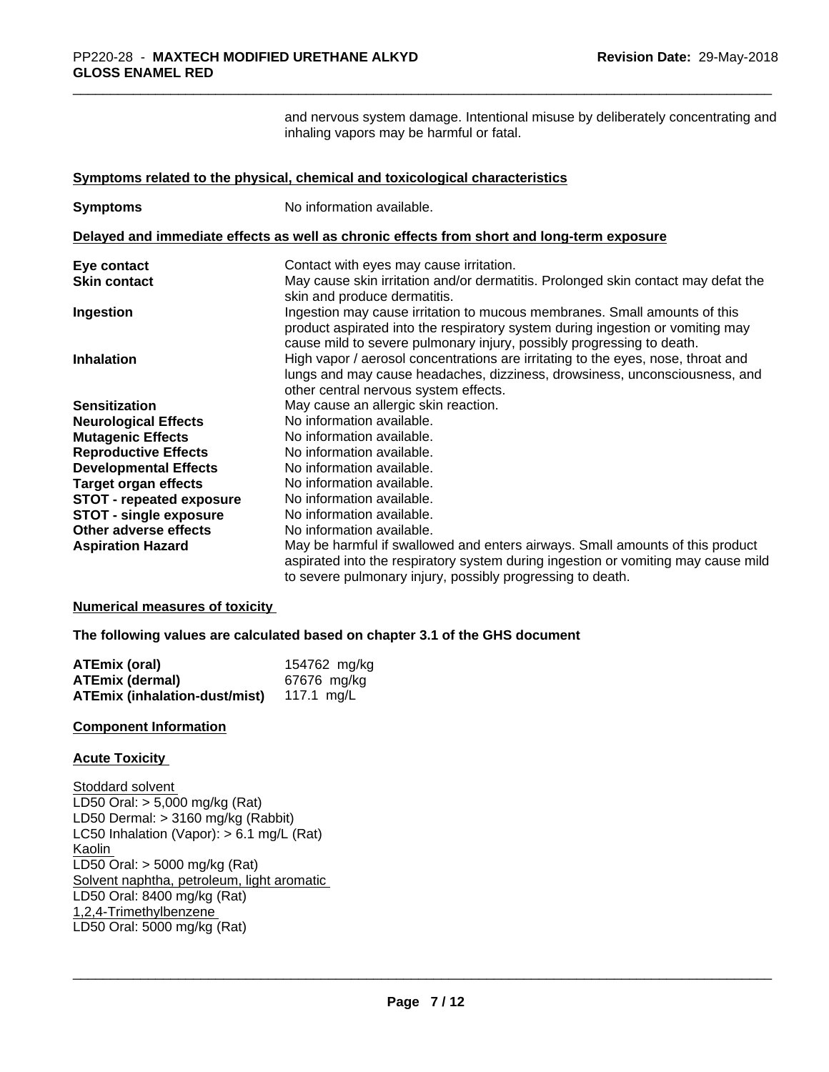and nervous system damage. Intentional misuse by deliberately concentrating and inhaling vapors may be harmful or fatal.

**Symptoms related to the physical, chemical and toxicological characteristics**

| | |
|---|---|
| **Symptoms** | No information available. |

**Delayed and immediate effects as well as chronic effects from short and long-term exposure**

| | |
|---|---|
| **Eye contact** | Contact with eyes may cause irritation. |
| **Skin contact** | May cause skin irritation and/or dermatitis. Prolonged skin contact may defat the skin and produce dermatitis. |
| **Ingestion** | Ingestion may cause irritation to mucous membranes. Small amounts of this product aspirated into the respiratory system during ingestion or vomiting may cause mild to severe pulmonary injury, possibly progressing to death. |
| **Inhalation** | High vapor / aerosol concentrations are irritating to the eyes, nose, throat and lungs and may cause headaches, dizziness, drowsiness, unconsciousness, and other central nervous system effects. |
| **Sensitization** | May cause an allergic skin reaction. |
| **Neurological Effects** | No information available. |
| **Mutagenic Effects** | No information available. |
| **Reproductive Effects** | No information available. |
| **Developmental Effects** | No information available. |
| **Target organ effects** | No information available. |
| **STOT - repeated exposure** | No information available. |
| **STOT - single exposure** | No information available. |
| **Other adverse effects** | No information available. |
| **Aspiration Hazard** | May be harmful if swallowed and enters airways. Small amounts of this product aspirated into the respiratory system during ingestion or vomiting may cause mild to severe pulmonary injury, possibly progressing to death. |

**Numerical measures of toxicity**

**The following values are calculated based on chapter 3.1 of the GHS document**

| | |
|---|---|
| **ATEmix (oral)** | 154762 mg/kg |
| **ATEmix (dermal)** | 67676 mg/kg |
| **ATEmix (inhalation-dust/mist)** | 117.1 mg/L |

**Component Information**

**Acute Toxicity**

Stoddard solvent
LD50 Oral: > 5,000 mg/kg (Rat)
LD50 Dermal: > 3160 mg/kg (Rabbit)
LC50 Inhalation (Vapor): > 6.1 mg/L (Rat)
Kaolin
LD50 Oral: > 5000 mg/kg (Rat)
Solvent naphtha, petroleum, light aromatic
LD50 Oral: 8400 mg/kg (Rat)
1,2,4-Trimethylbenzene
LD50 Oral: 5000 mg/kg (Rat)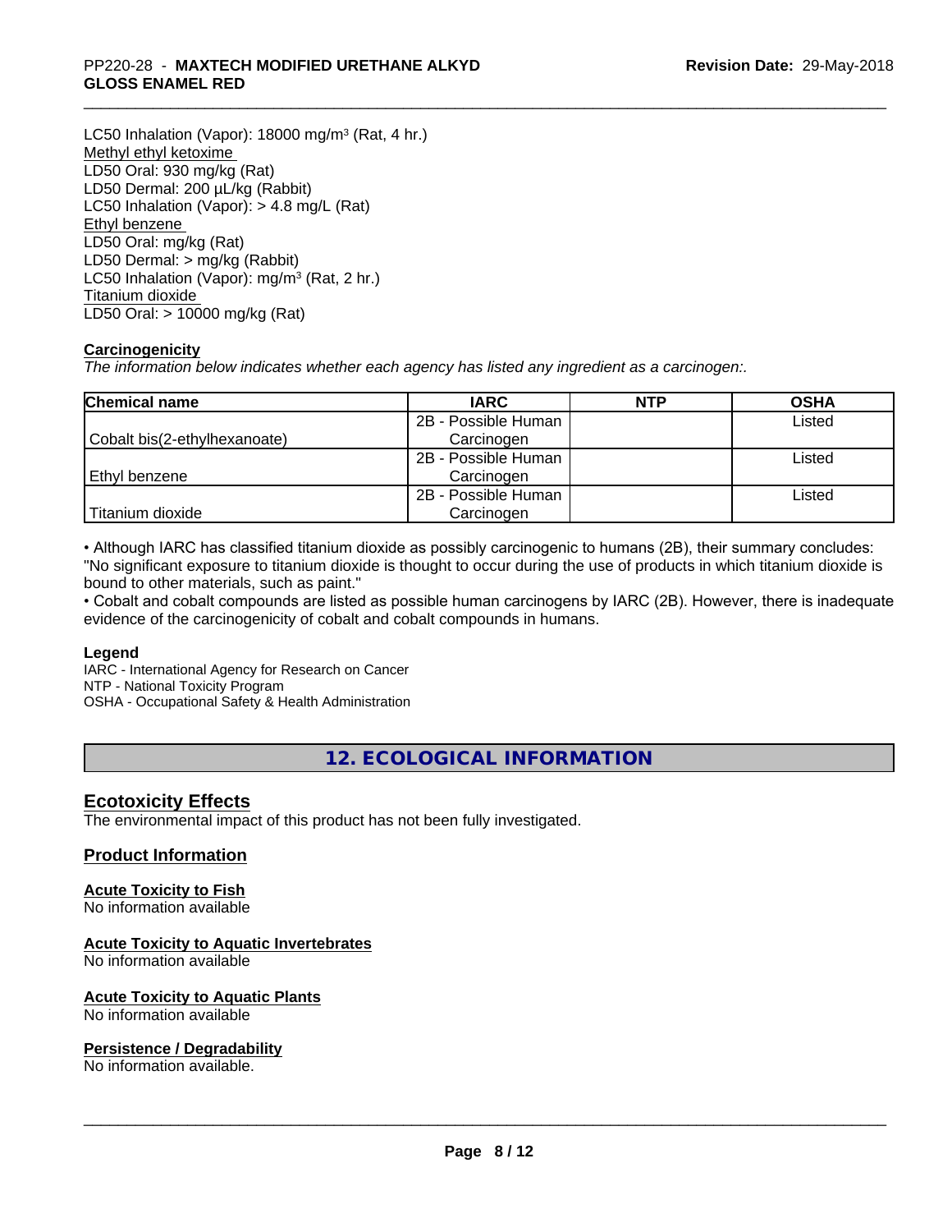LC50 Inhalation (Vapor): 18000 mg/m³ (Rat, 4 hr.)
Methyl ethyl ketoxime
LD50 Oral: 930 mg/kg (Rat)
LD50 Dermal: 200 µL/kg (Rabbit)
LC50 Inhalation (Vapor): > 4.8 mg/L (Rat)
Ethyl benzene
LD50 Oral: mg/kg (Rat)
LD50 Dermal: > mg/kg (Rabbit)
LC50 Inhalation (Vapor): mg/m³ (Rat, 2 hr.)
Titanium dioxide
LD50 Oral: > 10000 mg/kg (Rat)

**Carcinogenicity**

*The information below indicates whether each agency has listed any ingredient as a carcinogen:.*

| Chemical name | IARC | NTP | OSHA |
|---|---|---|---|
| Cobalt bis(2-ethylhexanoate) | 2B - Possible Human Carcinogen | | Listed |
| Ethyl benzene | 2B - Possible Human Carcinogen | | Listed |
| Titanium dioxide | 2B - Possible Human Carcinogen | | Listed |

• Although IARC has classified titanium dioxide as possibly carcinogenic to humans (2B), their summary concludes: "No significant exposure to titanium dioxide is thought to occur during the use of products in which titanium dioxide is bound to other materials, such as paint."

• Cobalt and cobalt compounds are listed as possible human carcinogens by IARC (2B). However, there is inadequate evidence of the carcinogenicity of cobalt and cobalt compounds in humans.

**Legend**

IARC - International Agency for Research on Cancer
NTP - National Toxicity Program
OSHA - Occupational Safety & Health Administration

## 12. ECOLOGICAL INFORMATION

### Ecotoxicity Effects

The environmental impact of this product has not been fully investigated.

### Product Information

**Acute Toxicity to Fish**

No information available

**Acute Toxicity to Aquatic Invertebrates**

No information available

**Acute Toxicity to Aquatic Plants**

No information available

**Persistence / Degradability**

No information available.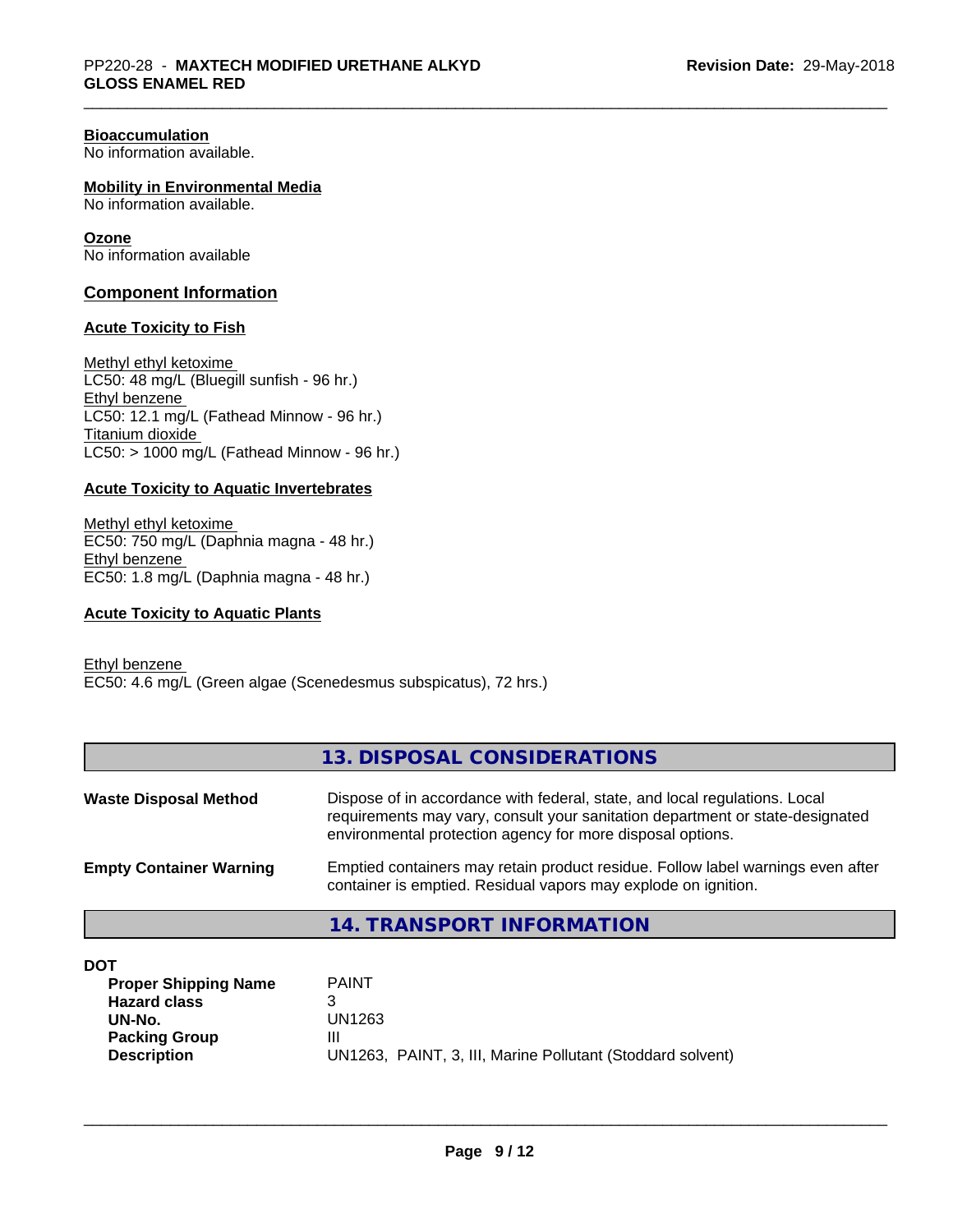**Bioaccumulation**
No information available.

**Mobility in Environmental Media**
No information available.

**Ozone**
No information available

### Component Information

**Acute Toxicity to Fish**

Methyl ethyl ketoxime
LC50: 48 mg/L (Bluegill sunfish - 96 hr.)
Ethyl benzene
LC50: 12.1 mg/L (Fathead Minnow - 96 hr.)
Titanium dioxide
LC50: > 1000 mg/L (Fathead Minnow - 96 hr.)

**Acute Toxicity to Aquatic Invertebrates**

Methyl ethyl ketoxime
EC50: 750 mg/L (Daphnia magna - 48 hr.)
Ethyl benzene
EC50: 1.8 mg/L (Daphnia magna - 48 hr.)

**Acute Toxicity to Aquatic Plants**

Ethyl benzene
EC50: 4.6 mg/L (Green algae (Scenedesmus subspicatus), 72 hrs.)

## 13. DISPOSAL CONSIDERATIONS

**Waste Disposal Method** — Dispose of in accordance with federal, state, and local regulations. Local requirements may vary, consult your sanitation department or state-designated environmental protection agency for more disposal options.

**Empty Container Warning** — Emptied containers may retain product residue. Follow label warnings even after container is emptied. Residual vapors may explode on ignition.

## 14. TRANSPORT INFORMATION

**DOT**

| | |
|---|---|
| **Proper Shipping Name** | PAINT |
| **Hazard class** | 3 |
| **UN-No.** | UN1263 |
| **Packing Group** | III |
| **Description** | UN1263, PAINT, 3, III, Marine Pollutant (Stoddard solvent) |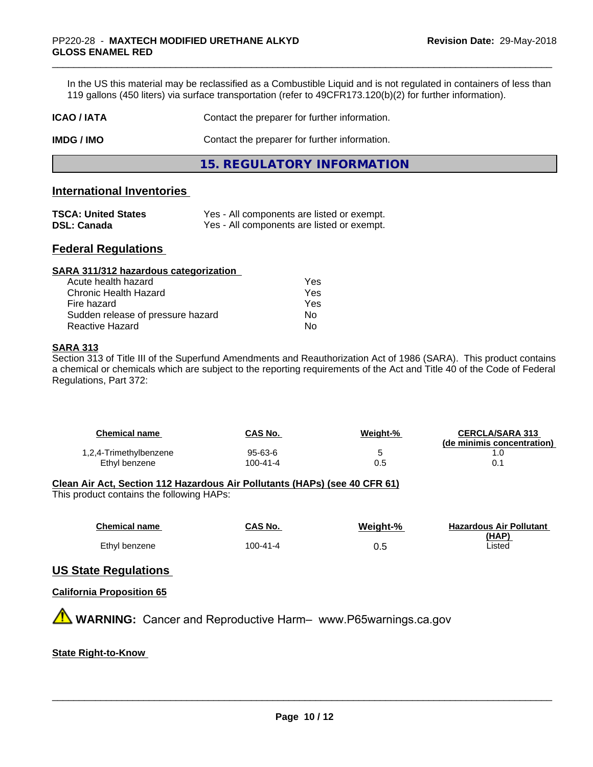In the US this material may be reclassified as a Combustible Liquid and is not regulated in containers of less than 119 gallons (450 liters) via surface transportation (refer to 49CFR173.120(b)(2) for further information).

**ICAO / IATA** Contact the preparer for further information.

**IMDG / IMO** Contact the preparer for further information.

## 15. REGULATORY INFORMATION

### International Inventories

| | |
|---|---|
| **TSCA: United States** | Yes - All components are listed or exempt. |
| **DSL: Canada** | Yes - All components are listed or exempt. |

### Federal Regulations

**SARA 311/312 hazardous categorization**

| | |
|---|---|
| Acute health hazard | Yes |
| Chronic Health Hazard | Yes |
| Fire hazard | Yes |
| Sudden release of pressure hazard | No |
| Reactive Hazard | No |

**SARA 313**

Section 313 of Title III of the Superfund Amendments and Reauthorization Act of 1986 (SARA). This product contains a chemical or chemicals which are subject to the reporting requirements of the Act and Title 40 of the Code of Federal Regulations, Part 372:

| Chemical name | CAS No. | Weight-% | CERCLA/SARA 313 (de minimis concentration) |
|---|---|---|---|
| 1,2,4-Trimethylbenzene | 95-63-6 | 5 | 1.0 |
| Ethyl benzene | 100-41-4 | 0.5 | 0.1 |

**Clean Air Act, Section 112 Hazardous Air Pollutants (HAPs) (see 40 CFR 61)**

This product contains the following HAPs:

| Chemical name | CAS No. | Weight-% | Hazardous Air Pollutant (HAP) |
|---|---|---|---|
| Ethyl benzene | 100-41-4 | 0.5 | Listed |

### US State Regulations

**California Proposition 65**

**WARNING:** Cancer and Reproductive Harm– www.P65warnings.ca.gov

**State Right-to-Know**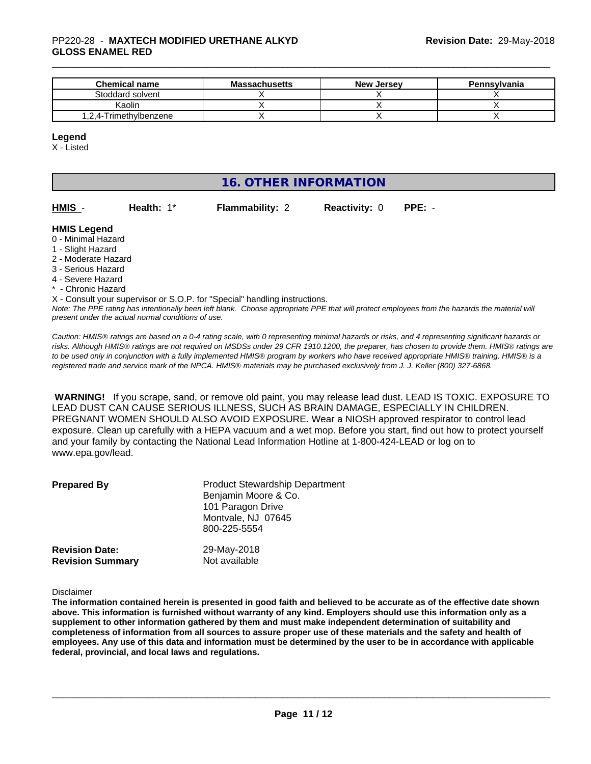| Chemical name | Massachusetts | New Jersey | Pennsylvania |
|---|---|---|---|
| Stoddard solvent | X | X | X |
| Kaolin | X | X | X |
| 1,2,4-Trimethylbenzene | X | X | X |

**Legend**

X - Listed

## 16. OTHER INFORMATION

| HMIS - | Health: 1* | Flammability: 2 | Reactivity: 0 | PPE: - |
|---|---|---|---|---|

**HMIS Legend**

0 - Minimal Hazard
1 - Slight Hazard
2 - Moderate Hazard
3 - Serious Hazard
4 - Severe Hazard
* - Chronic Hazard
X - Consult your supervisor or S.O.P. for "Special" handling instructions.

*Note: The PPE rating has intentionally been left blank. Choose appropriate PPE that will protect employees from the hazards the material will present under the actual normal conditions of use.*

*Caution: HMIS® ratings are based on a 0-4 rating scale, with 0 representing minimal hazards or risks, and 4 representing significant hazards or risks. Although HMIS® ratings are not required on MSDSs under 29 CFR 1910.1200, the preparer, has chosen to provide them. HMIS® ratings are to be used only in conjunction with a fully implemented HMIS® program by workers who have received appropriate HMIS® training. HMIS® is a registered trade and service mark of the NPCA. HMIS® materials may be purchased exclusively from J. J. Keller (800) 327-6868.*

**WARNING!** If you scrape, sand, or remove old paint, you may release lead dust. LEAD IS TOXIC. EXPOSURE TO LEAD DUST CAN CAUSE SERIOUS ILLNESS, SUCH AS BRAIN DAMAGE, ESPECIALLY IN CHILDREN. PREGNANT WOMEN SHOULD ALSO AVOID EXPOSURE. Wear a NIOSH approved respirator to control lead exposure. Clean up carefully with a HEPA vacuum and a wet mop. Before you start, find out how to protect yourself and your family by contacting the National Lead Information Hotline at 1-800-424-LEAD or log on to www.epa.gov/lead.

**Prepared By**
Product Stewardship Department
Benjamin Moore & Co.
101 Paragon Drive
Montvale, NJ 07645
800-225-5554

**Revision Date:** 29-May-2018
**Revision Summary** Not available

Disclaimer

**The information contained herein is presented in good faith and believed to be accurate as of the effective date shown above. This information is furnished without warranty of any kind. Employers should use this information only as a supplement to other information gathered by them and must make independent determination of suitability and completeness of information from all sources to assure proper use of these materials and the safety and health of employees. Any use of this data and information must be determined by the user to be in accordance with applicable federal, provincial, and local laws and regulations.**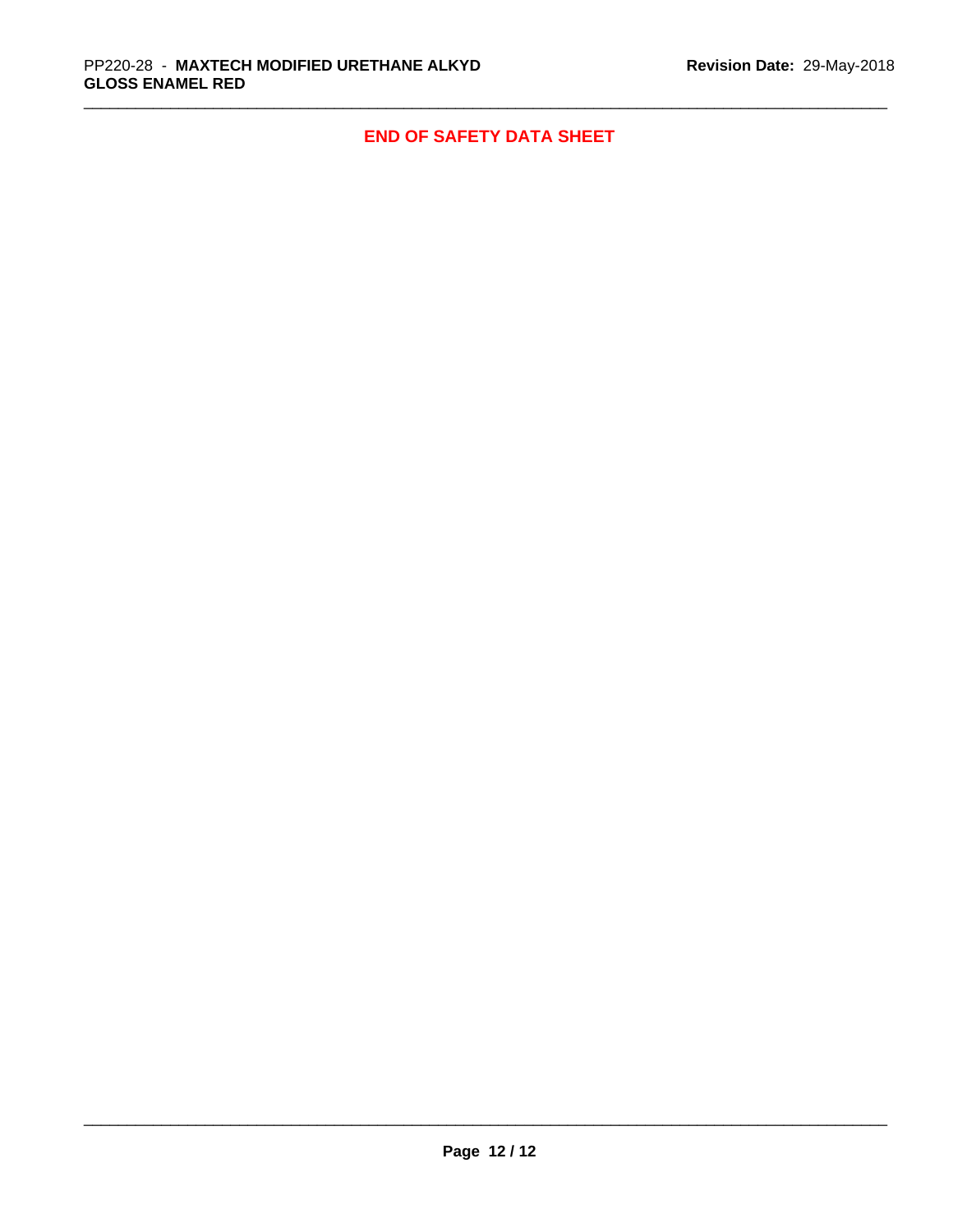**END OF SAFETY DATA SHEET**